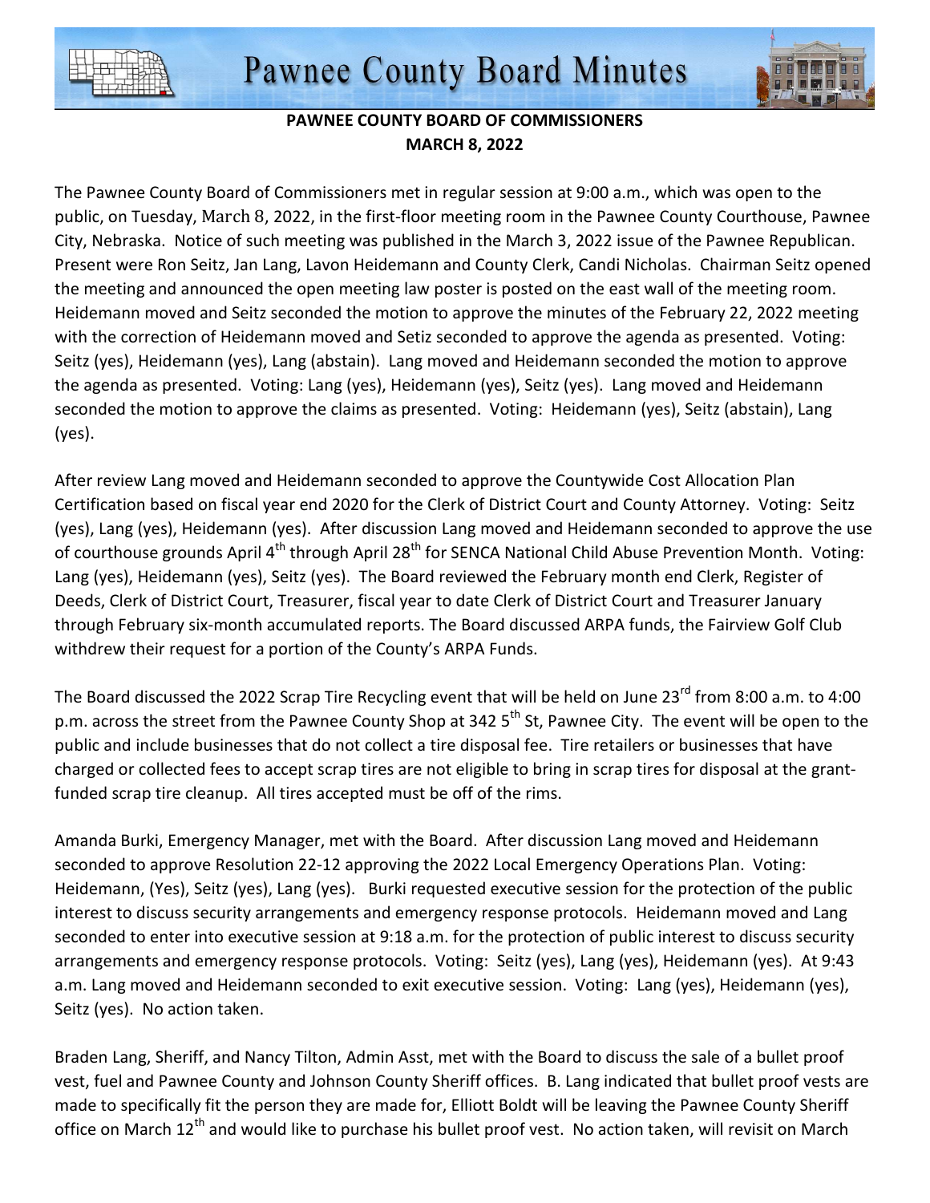# Pawnee County Board Minutes

**PAWNEE COUNTY BOARD OF COMMISSIONERS**
**MARCH 8, 2022**

The Pawnee County Board of Commissioners met in regular session at 9:00 a.m., which was open to the public, on Tuesday, March 8, 2022, in the first-floor meeting room in the Pawnee County Courthouse, Pawnee City, Nebraska. Notice of such meeting was published in the March 3, 2022 issue of the Pawnee Republican. Present were Ron Seitz, Jan Lang, Lavon Heidemann and County Clerk, Candi Nicholas. Chairman Seitz opened the meeting and announced the open meeting law poster is posted on the east wall of the meeting room. Heidemann moved and Seitz seconded the motion to approve the minutes of the February 22, 2022 meeting with the correction of Heidemann moved and Setiz seconded to approve the agenda as presented. Voting: Seitz (yes), Heidemann (yes), Lang (abstain). Lang moved and Heidemann seconded the motion to approve the agenda as presented. Voting: Lang (yes), Heidemann (yes), Seitz (yes). Lang moved and Heidemann seconded the motion to approve the claims as presented. Voting: Heidemann (yes), Seitz (abstain), Lang (yes).

After review Lang moved and Heidemann seconded to approve the Countywide Cost Allocation Plan Certification based on fiscal year end 2020 for the Clerk of District Court and County Attorney. Voting: Seitz (yes), Lang (yes), Heidemann (yes). After discussion Lang moved and Heidemann seconded to approve the use of courthouse grounds April 4th through April 28th for SENCA National Child Abuse Prevention Month. Voting: Lang (yes), Heidemann (yes), Seitz (yes). The Board reviewed the February month end Clerk, Register of Deeds, Clerk of District Court, Treasurer, fiscal year to date Clerk of District Court and Treasurer January through February six-month accumulated reports. The Board discussed ARPA funds, the Fairview Golf Club withdrew their request for a portion of the County's ARPA Funds.

The Board discussed the 2022 Scrap Tire Recycling event that will be held on June 23rd from 8:00 a.m. to 4:00 p.m. across the street from the Pawnee County Shop at 342 5th St, Pawnee City. The event will be open to the public and include businesses that do not collect a tire disposal fee. Tire retailers or businesses that have charged or collected fees to accept scrap tires are not eligible to bring in scrap tires for disposal at the grant-funded scrap tire cleanup. All tires accepted must be off of the rims.

Amanda Burki, Emergency Manager, met with the Board. After discussion Lang moved and Heidemann seconded to approve Resolution 22-12 approving the 2022 Local Emergency Operations Plan. Voting: Heidemann, (Yes), Seitz (yes), Lang (yes). Burki requested executive session for the protection of the public interest to discuss security arrangements and emergency response protocols. Heidemann moved and Lang seconded to enter into executive session at 9:18 a.m. for the protection of public interest to discuss security arrangements and emergency response protocols. Voting: Seitz (yes), Lang (yes), Heidemann (yes). At 9:43 a.m. Lang moved and Heidemann seconded to exit executive session. Voting: Lang (yes), Heidemann (yes), Seitz (yes). No action taken.

Braden Lang, Sheriff, and Nancy Tilton, Admin Asst, met with the Board to discuss the sale of a bullet proof vest, fuel and Pawnee County and Johnson County Sheriff offices. B. Lang indicated that bullet proof vests are made to specifically fit the person they are made for, Elliott Boldt will be leaving the Pawnee County Sheriff office on March 12th and would like to purchase his bullet proof vest. No action taken, will revisit on March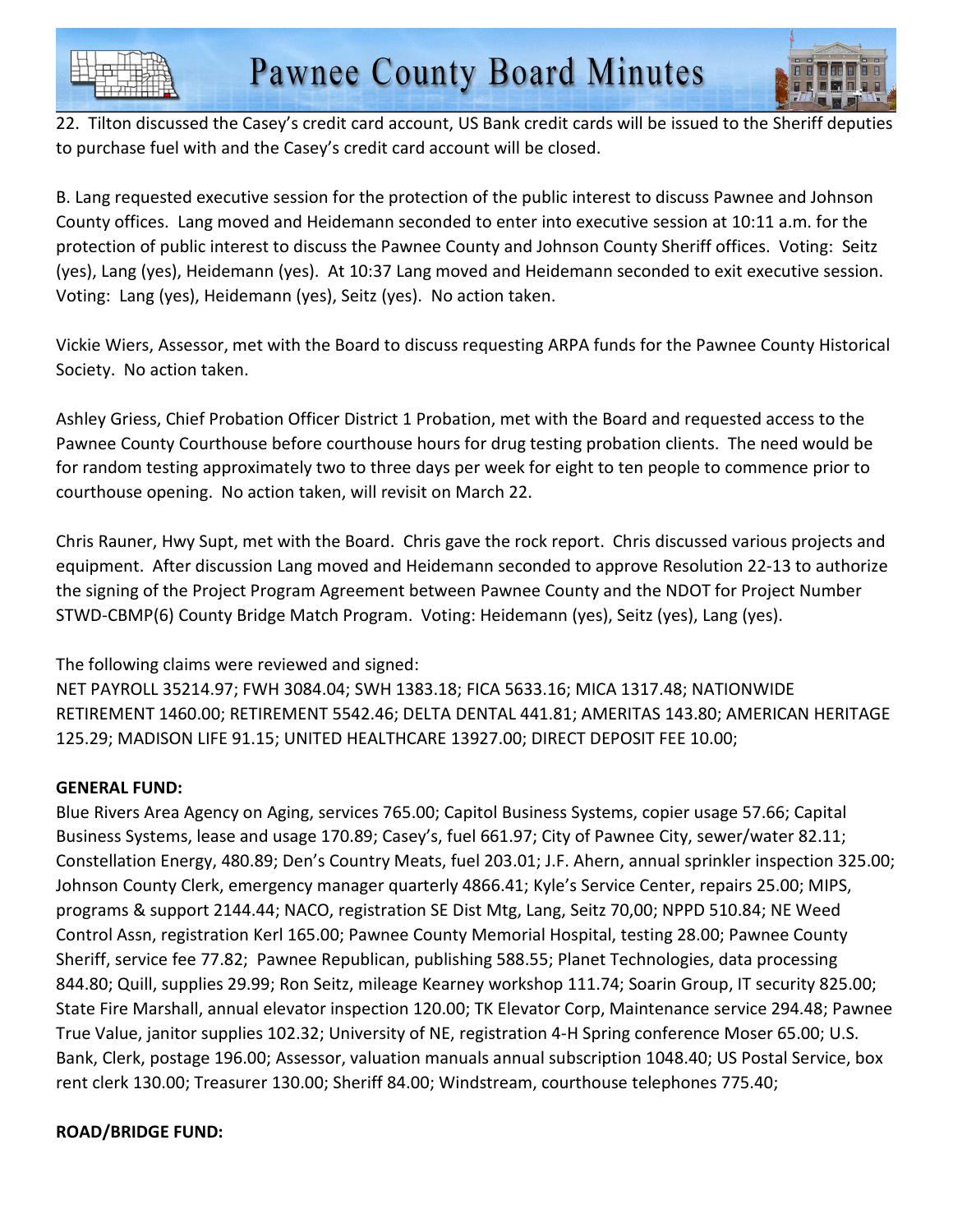22. Tilton discussed the Casey's credit card account, US Bank credit cards will be issued to the Sheriff deputies to purchase fuel with and the Casey's credit card account will be closed.

B. Lang requested executive session for the protection of the public interest to discuss Pawnee and Johnson County offices. Lang moved and Heidemann seconded to enter into executive session at 10:11 a.m. for the protection of public interest to discuss the Pawnee County and Johnson County Sheriff offices. Voting: Seitz (yes), Lang (yes), Heidemann (yes). At 10:37 Lang moved and Heidemann seconded to exit executive session. Voting: Lang (yes), Heidemann (yes), Seitz (yes). No action taken.

Vickie Wiers, Assessor, met with the Board to discuss requesting ARPA funds for the Pawnee County Historical Society. No action taken.

Ashley Griess, Chief Probation Officer District 1 Probation, met with the Board and requested access to the Pawnee County Courthouse before courthouse hours for drug testing probation clients. The need would be for random testing approximately two to three days per week for eight to ten people to commence prior to courthouse opening. No action taken, will revisit on March 22.

Chris Rauner, Hwy Supt, met with the Board. Chris gave the rock report. Chris discussed various projects and equipment. After discussion Lang moved and Heidemann seconded to approve Resolution 22-13 to authorize the signing of the Project Program Agreement between Pawnee County and the NDOT for Project Number STWD-CBMP(6) County Bridge Match Program. Voting: Heidemann (yes), Seitz (yes), Lang (yes).

The following claims were reviewed and signed:
NET PAYROLL 35214.97; FWH 3084.04; SWH 1383.18; FICA 5633.16; MICA 1317.48; NATIONWIDE RETIREMENT 1460.00; RETIREMENT 5542.46; DELTA DENTAL 441.81; AMERITAS 143.80; AMERICAN HERITAGE 125.29; MADISON LIFE 91.15; UNITED HEALTHCARE 13927.00; DIRECT DEPOSIT FEE 10.00;

**GENERAL FUND:**
Blue Rivers Area Agency on Aging, services 765.00; Capitol Business Systems, copier usage 57.66; Capital Business Systems, lease and usage 170.89; Casey's, fuel 661.97; City of Pawnee City, sewer/water 82.11; Constellation Energy, 480.89; Den's Country Meats, fuel 203.01; J.F. Ahern, annual sprinkler inspection 325.00; Johnson County Clerk, emergency manager quarterly 4866.41; Kyle's Service Center, repairs 25.00; MIPS, programs & support 2144.44; NACO, registration SE Dist Mtg, Lang, Seitz 70,00; NPPD 510.84; NE Weed Control Assn, registration Kerl 165.00; Pawnee County Memorial Hospital, testing 28.00; Pawnee County Sheriff, service fee 77.82; Pawnee Republican, publishing 588.55; Planet Technologies, data processing 844.80; Quill, supplies 29.99; Ron Seitz, mileage Kearney workshop 111.74; Soarin Group, IT security 825.00; State Fire Marshall, annual elevator inspection 120.00; TK Elevator Corp, Maintenance service 294.48; Pawnee True Value, janitor supplies 102.32; University of NE, registration 4-H Spring conference Moser 65.00; U.S. Bank, Clerk, postage 196.00; Assessor, valuation manuals annual subscription 1048.40; US Postal Service, box rent clerk 130.00; Treasurer 130.00; Sheriff 84.00; Windstream, courthouse telephones 775.40;

**ROAD/BRIDGE FUND:**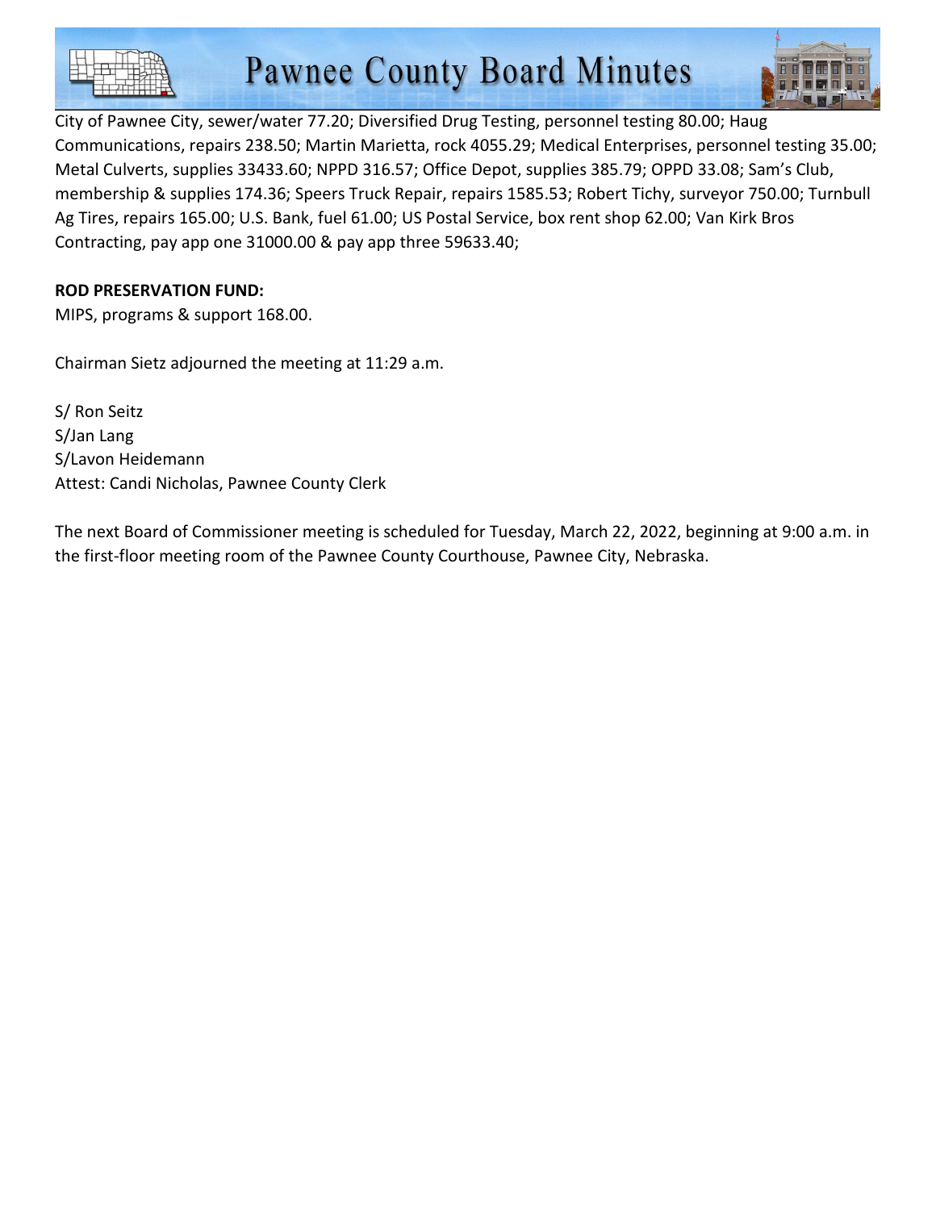City of Pawnee City, sewer/water 77.20; Diversified Drug Testing, personnel testing 80.00; Haug Communications, repairs 238.50; Martin Marietta, rock 4055.29; Medical Enterprises, personnel testing 35.00; Metal Culverts, supplies 33433.60; NPPD 316.57; Office Depot, supplies 385.79; OPPD 33.08; Sam's Club, membership & supplies 174.36; Speers Truck Repair, repairs 1585.53; Robert Tichy, surveyor 750.00; Turnbull Ag Tires, repairs 165.00; U.S. Bank, fuel 61.00; US Postal Service, box rent shop 62.00; Van Kirk Bros Contracting, pay app one 31000.00 & pay app three 59633.40;

**ROD PRESERVATION FUND:**
MIPS, programs & support 168.00.

Chairman Sietz adjourned the meeting at 11:29 a.m.

S/ Ron Seitz
S/Jan Lang
S/Lavon Heidemann
Attest: Candi Nicholas, Pawnee County Clerk

The next Board of Commissioner meeting is scheduled for Tuesday, March 22, 2022, beginning at 9:00 a.m. in the first-floor meeting room of the Pawnee County Courthouse, Pawnee City, Nebraska.